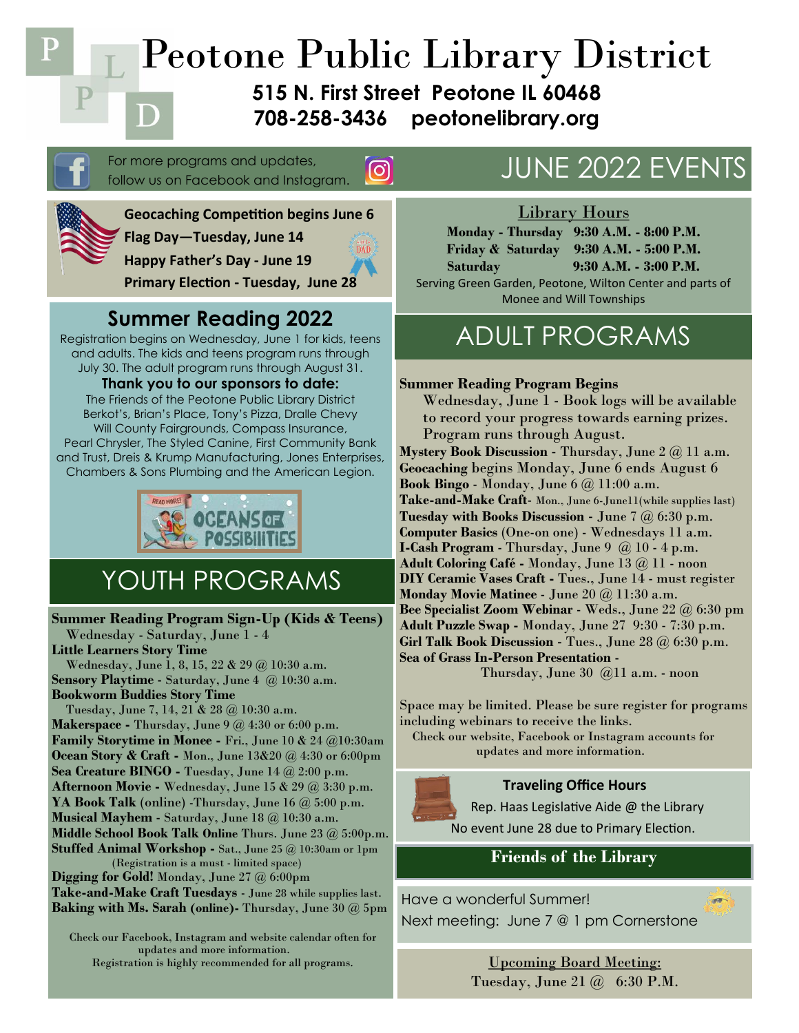# Peotone Public Library District

**515 N. First Street Peotone IL 60468**
**708-258-3436 peotonelibrary.org**

For more programs and updates, follow us on Facebook and Instagram.

## JUNE 2022 EVENTS

**Geocaching Competition begins June 6**
**Flag Day—Tuesday, June 14**
**Happy Father's Day - June 19**
**Primary Election - Tuesday, June 28**

### Library Hours

**Monday - Thursday 9:30 A.M. - 8:00 P.M.**
**Friday & Saturday 9:30 A.M. - 5:00 P.M.**
**Saturday 9:30 A.M. - 3:00 P.M.**

Serving Green Garden, Peotone, Wilton Center and parts of Monee and Will Townships

## Summer Reading 2022

Registration begins on Wednesday, June 1 for kids, teens and adults. The kids and teens program runs through July 30. The adult program runs through August 31.

**Thank you to our sponsors to date:**

The Friends of the Peotone Public Library District Berkot's, Brian's Place, Tony's Pizza, Dralle Chevy Will County Fairgrounds, Compass Insurance, Pearl Chrysler, The Styled Canine, First Community Bank and Trust, Dreis & Krump Manufacturing, Jones Enterprises, Chambers & Sons Plumbing and the American Legion.

READ MORE! OCEANS OF POSSIBILITIES

## YOUTH PROGRAMS

**Summer Reading Program Sign-Up (Kids & Teens)**
Wednesday - Saturday, June 1 - 4
**Little Learners Story Time**
Wednesday, June 1, 8, 15, 22 & 29 @ 10:30 a.m.
**Sensory Playtime** - Saturday, June 4 @ 10:30 a.m.
**Bookworm Buddies Story Time**
Tuesday, June 7, 14, 21 & 28 @ 10:30 a.m.
**Makerspace -** Thursday, June 9 @ 4:30 or 6:00 p.m.
**Family Storytime in Monee -** Fri., June 10 & 24 @10:30am
**Ocean Story & Craft -** Mon., June 13&20 @ 4:30 or 6:00pm
**Sea Creature BINGO -** Tuesday, June 14 @ 2:00 p.m.
**Afternoon Movie -** Wednesday, June 15 & 29 @ 3:30 p.m.
**YA Book Talk** (online) -Thursday, June 16 @ 5:00 p.m.
**Musical Mayhem** - Saturday, June 18 @ 10:30 a.m.
**Middle School Book Talk Online** Thurs. June 23 @ 5:00p.m.
**Stuffed Animal Workshop -** Sat., June 25 @ 10:30am or 1pm
(Registration is a must - limited space)
**Digging for Gold!** Monday, June 27 @ 6:00pm
**Take-and-Make Craft Tuesdays** - June 28 while supplies last.
**Baking with Ms. Sarah (online)-** Thursday, June 30 @ 5pm

Check our Facebook, Instagram and website calendar often for updates and more information.
Registration is highly recommended for all programs.

## ADULT PROGRAMS

**Summer Reading Program Begins**
Wednesday, June 1 - Book logs will be available to record your progress towards earning prizes. Program runs through August.
**Mystery Book Discussion** - Thursday, June 2 @ 11 a.m.
**Geocaching** begins Monday, June 6 ends August 6
**Book Bingo** - Monday, June 6 @ 11:00 a.m.
**Take-and-Make Craft**- Mon., June 6-June11(while supplies last)
**Tuesday with Books Discussion** - June 7 @ 6:30 p.m.
**Computer Basics** (One-on one) - Wednesdays 11 a.m.
**I-Cash Program** - Thursday, June 9 @ 10 - 4 p.m.
**Adult Coloring Café** - Monday, June 13 @ 11 - noon
**DIY Ceramic Vases Craft** - Tues., June 14 - must register
**Monday Movie Matinee** - June 20 @ 11:30 a.m.
**Bee Specialist Zoom Webinar** - Weds., June 22 @ 6:30 pm
**Adult Puzzle Swap** - Monday, June 27 9:30 - 7:30 p.m.
**Girl Talk Book Discussion** - Tues., June 28 @ 6:30 p.m.
**Sea of Grass In-Person Presentation** -
Thursday, June 30 @11 a.m. - noon

Space may be limited. Please be sure register for programs including webinars to receive the links.
Check our website, Facebook or Instagram accounts for updates and more information.

### Traveling Office Hours

Rep. Haas Legislative Aide @ the Library
No event June 28 due to Primary Election.

### Friends of the Library

Have a wonderful Summer!
Next meeting: June 7 @ 1 pm Cornerstone

**Upcoming Board Meeting:**
Tuesday, June 21 @ 6:30 P.M.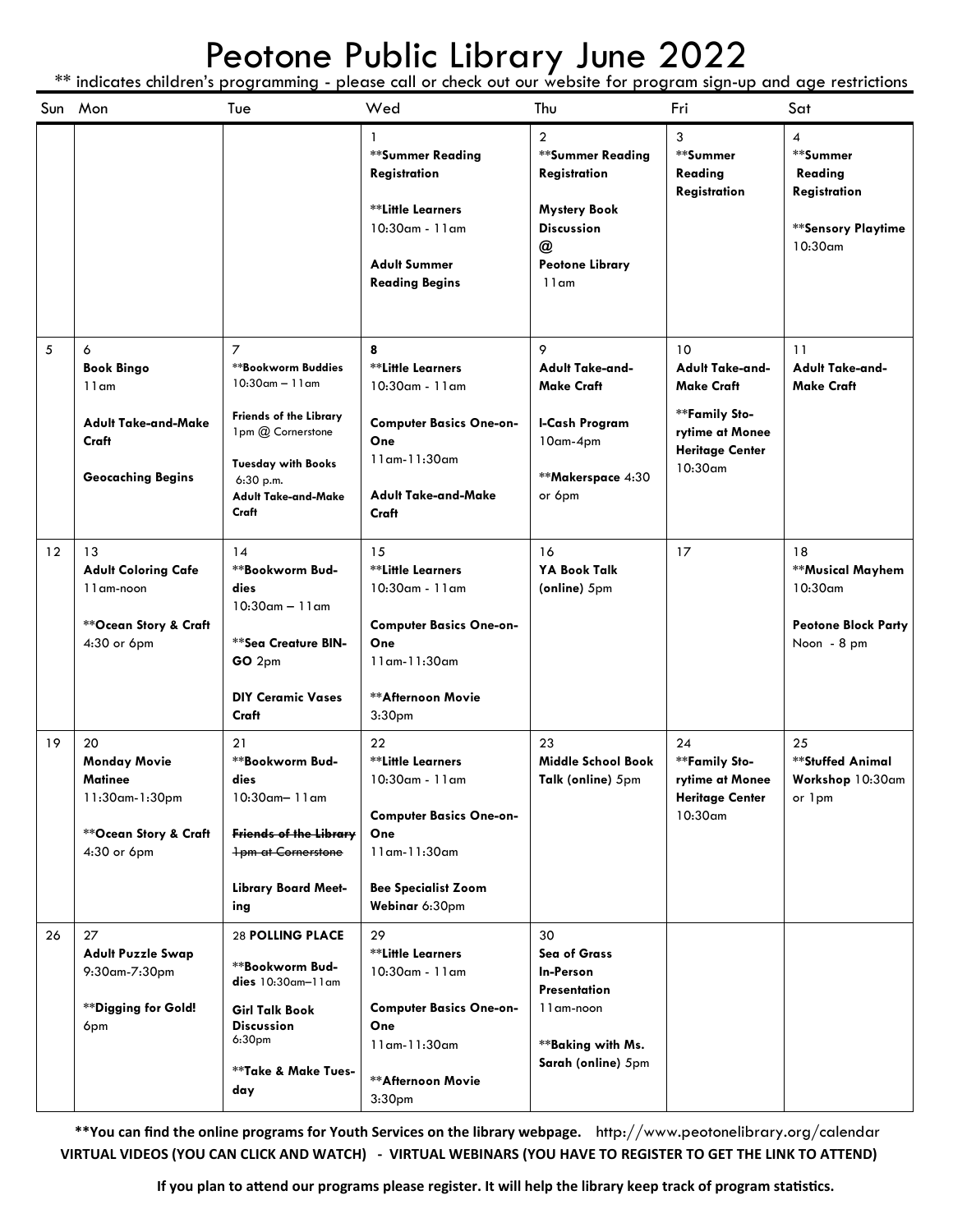# Peotone Public Library June 2022

** indicates children's programming - please call or check out our website for program sign-up and age restrictions

| Sun | Mon | Tue | Wed | Thu | Fri | Sat |
|---|---|---|---|---|---|---|
| | | | 1<br>**Summer Reading Registration**<br><br>**Little Learners** 10:30am - 11am<br><br>**Adult Summer Reading Begins** | 2<br>**Summer Reading Registration**<br><br>**Mystery Book Discussion @ Peotone Library** 11am | 3<br>**Summer Reading Registration** | 4<br>**Summer Reading Registration**<br><br>**Sensory Playtime** 10:30am |
| 5 | 6<br>**Book Bingo** 11am<br><br>**Adult Take-and-Make Craft**<br><br>**Geocaching Begins** | 7<br>**Bookworm Buddies** 10:30am – 11am<br><br>**Friends of the Library** 1pm @ Cornerstone<br><br>**Tuesday with Books** 6:30 p.m.<br>**Adult Take-and-Make Craft** | 8<br>**Little Learners** 10:30am - 11am<br><br>**Computer Basics One-on-One** 11am-11:30am<br><br>**Adult Take-and-Make Craft** | 9<br>**Adult Take-and-Make Craft**<br><br>**I-Cash Program** 10am-4pm<br><br>**Makerspace** 4:30 or 6pm | 10<br>**Adult Take-and-Make Craft**<br><br>**Family Storytime at Monee Heritage Center** 10:30am | 11<br>**Adult Take-and-Make Craft** |
| 12 | 13<br>**Adult Coloring Cafe** 11am-noon<br><br>**Ocean Story & Craft** 4:30 or 6pm | 14<br>**Bookworm Buddies** 10:30am – 11am<br><br>**Sea Creature BINGO** 2pm<br><br>**DIY Ceramic Vases Craft** | 15<br>**Little Learners** 10:30am - 11am<br><br>**Computer Basics One-on-One** 11am-11:30am<br><br>**Afternoon Movie** 3:30pm | 16<br>**YA Book Talk (online)** 5pm | 17 | 18<br>**Musical Mayhem** 10:30am<br><br>**Peotone Block Party** Noon - 8 pm |
| 19 | 20<br>**Monday Movie Matinee** 11:30am-1:30pm<br><br>**Ocean Story & Craft** 4:30 or 6pm | 21<br>**Bookworm Buddies** 10:30am– 11am<br><br>~~**Friends of the Library** 1pm at Cornerstone~~<br><br>**Library Board Meeting** | 22<br>**Little Learners** 10:30am - 11am<br><br>**Computer Basics One-on-One** 11am-11:30am<br><br>**Bee Specialist Zoom Webinar** 6:30pm | 23<br>**Middle School Book Talk (online)** 5pm | 24<br>**Family Storytime at Monee Heritage Center** 10:30am | 25<br>**Stuffed Animal Workshop** 10:30am or 1pm |
| 26 | 27<br>**Adult Puzzle Swap** 9:30am-7:30pm<br><br>**Digging for Gold!** 6pm | 28 **POLLING PLACE**<br><br>**Bookworm Buddies** 10:30am–11am<br><br>**Girl Talk Book Discussion** 6:30pm<br><br>**Take & Make Tuesday** | 29<br>**Little Learners** 10:30am - 11am<br><br>**Computer Basics One-on-One** 11am-11:30am<br><br>**Afternoon Movie** 3:30pm | 30<br>**Sea of Grass In-Person Presentation** 11am-noon<br><br>**Baking with Ms. Sarah (online)** 5pm | | |

**You can find the online programs for Youth Services on the library webpage.** http://www.peotonelibrary.org/calendar

**VIRTUAL VIDEOS (YOU CAN CLICK AND WATCH) - VIRTUAL WEBINARS (YOU HAVE TO REGISTER TO GET THE LINK TO ATTEND)**

**If you plan to attend our programs please register. It will help the library keep track of program statistics.**